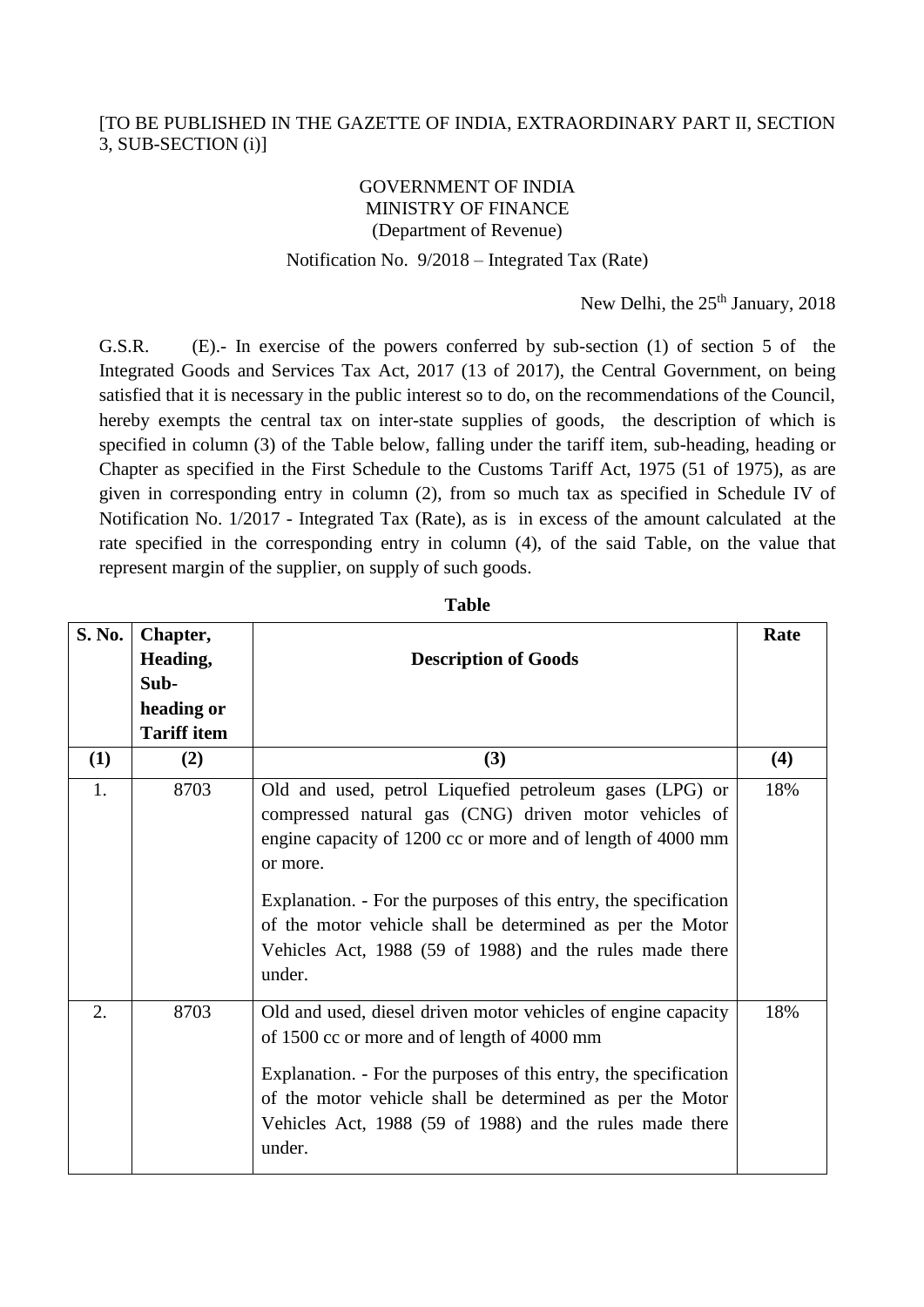[TO BE PUBLISHED IN THE GAZETTE OF INDIA, EXTRAORDINARY PART II, SECTION 3, SUB-SECTION (i)]

GOVERNMENT OF INDIA
MINISTRY OF FINANCE
(Department of Revenue)

Notification No. 9/2018 – Integrated Tax (Rate)

New Delhi, the 25th January, 2018

G.S.R. (E).- In exercise of the powers conferred by sub-section (1) of section 5 of the Integrated Goods and Services Tax Act, 2017 (13 of 2017), the Central Government, on being satisfied that it is necessary in the public interest so to do, on the recommendations of the Council, hereby exempts the central tax on inter-state supplies of goods, the description of which is specified in column (3) of the Table below, falling under the tariff item, sub-heading, heading or Chapter as specified in the First Schedule to the Customs Tariff Act, 1975 (51 of 1975), as are given in corresponding entry in column (2), from so much tax as specified in Schedule IV of Notification No. 1/2017 - Integrated Tax (Rate), as is in excess of the amount calculated at the rate specified in the corresponding entry in column (4), of the said Table, on the value that represent margin of the supplier, on supply of such goods.

**Table**

| S. No. | Chapter, Heading, Sub-heading or Tariff item | Description of Goods | Rate |
|---|---|---|---|
| (1) | (2) | (3) | (4) |
| 1. | 8703 | Old and used, petrol Liquefied petroleum gases (LPG) or compressed natural gas (CNG) driven motor vehicles of engine capacity of 1200 cc or more and of length of 4000 mm or more.<br><br>Explanation. - For the purposes of this entry, the specification of the motor vehicle shall be determined as per the Motor Vehicles Act, 1988 (59 of 1988) and the rules made there under. | 18% |
| 2. | 8703 | Old and used, diesel driven motor vehicles of engine capacity of 1500 cc or more and of length of 4000 mm<br><br>Explanation. - For the purposes of this entry, the specification of the motor vehicle shall be determined as per the Motor Vehicles Act, 1988 (59 of 1988) and the rules made there under. | 18% |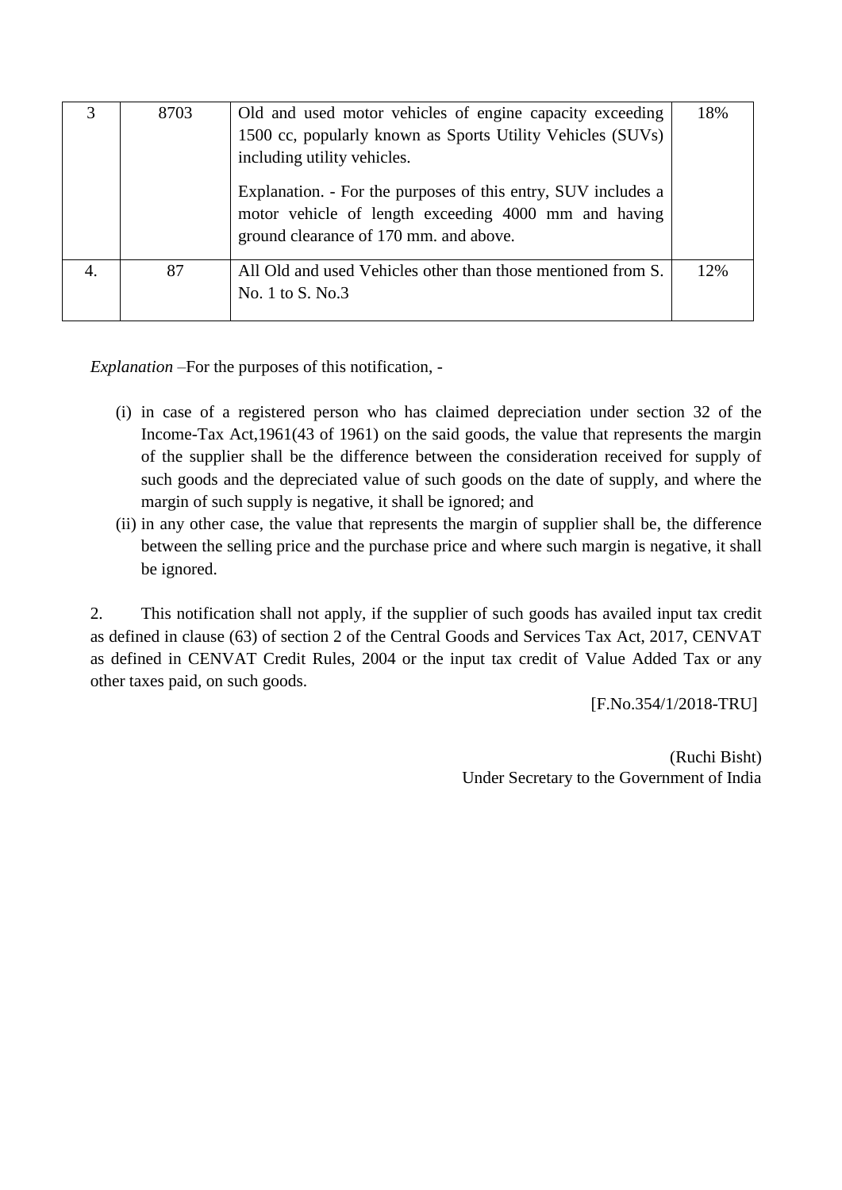| | | | |
|---|---|---|---|
| 3 | 8703 | Old and used motor vehicles of engine capacity exceeding 1500 cc, popularly known as Sports Utility Vehicles (SUVs) including utility vehicles.<br><br>Explanation. - For the purposes of this entry, SUV includes a motor vehicle of length exceeding 4000 mm and having ground clearance of 170 mm. and above. | 18% |
| 4. | 87 | All Old and used Vehicles other than those mentioned from S. No. 1 to S. No.3 | 12% |

*Explanation* –For the purposes of this notification, -

(i) in case of a registered person who has claimed depreciation under section 32 of the Income-Tax Act,1961(43 of 1961) on the said goods, the value that represents the margin of the supplier shall be the difference between the consideration received for supply of such goods and the depreciated value of such goods on the date of supply, and where the margin of such supply is negative, it shall be ignored; and

(ii) in any other case, the value that represents the margin of supplier shall be, the difference between the selling price and the purchase price and where such margin is negative, it shall be ignored.

2. This notification shall not apply, if the supplier of such goods has availed input tax credit as defined in clause (63) of section 2 of the Central Goods and Services Tax Act, 2017, CENVAT as defined in CENVAT Credit Rules, 2004 or the input tax credit of Value Added Tax or any other taxes paid, on such goods.

[F.No.354/1/2018-TRU]

(Ruchi Bisht)
Under Secretary to the Government of India